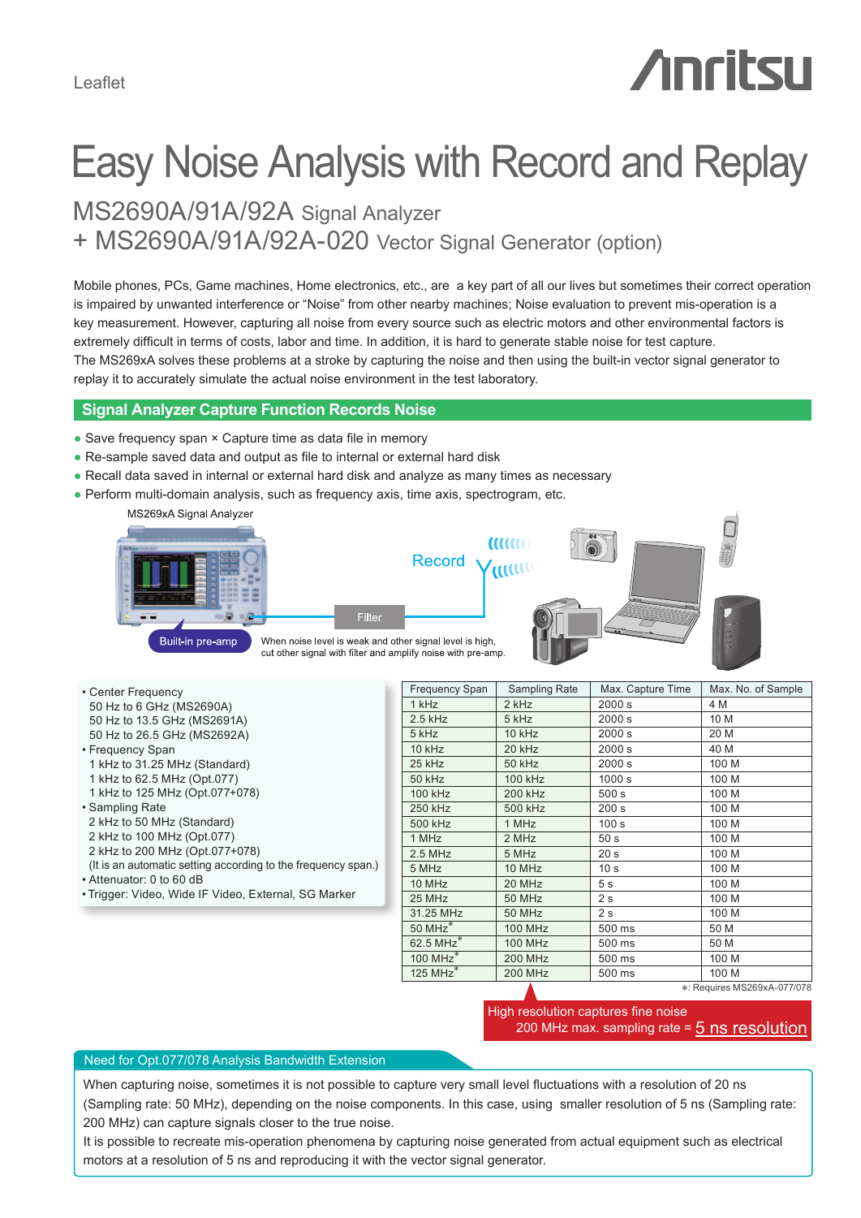Leaflet

# Easy Noise Analysis with Record and Replay

## MS2690A/91A/92A Signal Analyzer
## + MS2690A/91A/92A-020 Vector Signal Generator (option)

Mobile phones, PCs, Game machines, Home electronics, etc., are a key part of all our lives but sometimes their correct operation is impaired by unwanted interference or "Noise" from other nearby machines; Noise evaluation to prevent mis-operation is a key measurement. However, capturing all noise from every source such as electric motors and other environmental factors is extremely difficult in terms of costs, labor and time. In addition, it is hard to generate stable noise for test capture.
The MS269xA solves these problems at a stroke by capturing the noise and then using the built-in vector signal generator to replay it to accurately simulate the actual noise environment in the test laboratory.

## Signal Analyzer Capture Function Records Noise

- Save frequency span × Capture time as data file in memory
- Re-sample saved data and output as file to internal or external hard disk
- Recall data saved in internal or external hard disk and analyze as many times as necessary
- Perform multi-domain analysis, such as frequency axis, time axis, spectrogram, etc.

MS269xA Signal Analyzer

Record

Filter

Built-in pre-amp

When noise level is weak and other signal level is high, cut other signal with filter and amplify noise with pre-amp.

- Center Frequency
  - 50 Hz to 6 GHz (MS2690A)
  - 50 Hz to 13.5 GHz (MS2691A)
  - 50 Hz to 26.5 GHz (MS2692A)
- Frequency Span
  - 1 kHz to 31.25 MHz (Standard)
  - 1 kHz to 62.5 MHz (Opt.077)
  - 1 kHz to 125 MHz (Opt.077+078)
- Sampling Rate
  - 2 kHz to 50 MHz (Standard)
  - 2 kHz to 100 MHz (Opt.077)
  - 2 kHz to 200 MHz (Opt.077+078)
  - (It is an automatic setting according to the frequency span.)
- Attenuator: 0 to 60 dB
- Trigger: Video, Wide IF Video, External, SG Marker

| Frequency Span | Sampling Rate | Max. Capture Time | Max. No. of Sample |
|---|---|---|---|
| 1 kHz | 2 kHz | 2000 s | 4 M |
| 2.5 kHz | 5 kHz | 2000 s | 10 M |
| 5 kHz | 10 kHz | 2000 s | 20 M |
| 10 kHz | 20 kHz | 2000 s | 40 M |
| 25 kHz | 50 kHz | 2000 s | 100 M |
| 50 kHz | 100 kHz | 1000 s | 100 M |
| 100 kHz | 200 kHz | 500 s | 100 M |
| 250 kHz | 500 kHz | 200 s | 100 M |
| 500 kHz | 1 MHz | 100 s | 100 M |
| 1 MHz | 2 MHz | 50 s | 100 M |
| 2.5 MHz | 5 MHz | 20 s | 100 M |
| 5 MHz | 10 MHz | 10 s | 100 M |
| 10 MHz | 20 MHz | 5 s | 100 M |
| 25 MHz | 50 MHz | 2 s | 100 M |
| 31.25 MHz | 50 MHz | 2 s | 100 M |
| 50 MHz* | 100 MHz | 500 ms | 50 M |
| 62.5 MHz* | 100 MHz | 500 ms | 50 M |
| 100 MHz* | 200 MHz | 500 ms | 100 M |
| 125 MHz* | 200 MHz | 500 ms | 100 M |

*: Requires MS269xA-077/078

High resolution captures fine noise
200 MHz max. sampling rate = **5 ns resolution**

### Need for Opt.077/078 Analysis Bandwidth Extension

When capturing noise, sometimes it is not possible to capture very small level fluctuations with a resolution of 20 ns (Sampling rate: 50 MHz), depending on the noise components. In this case, using smaller resolution of 5 ns (Sampling rate: 200 MHz) can capture signals closer to the true noise.
It is possible to recreate mis-operation phenomena by capturing noise generated from actual equipment such as electrical motors at a resolution of 5 ns and reproducing it with the vector signal generator.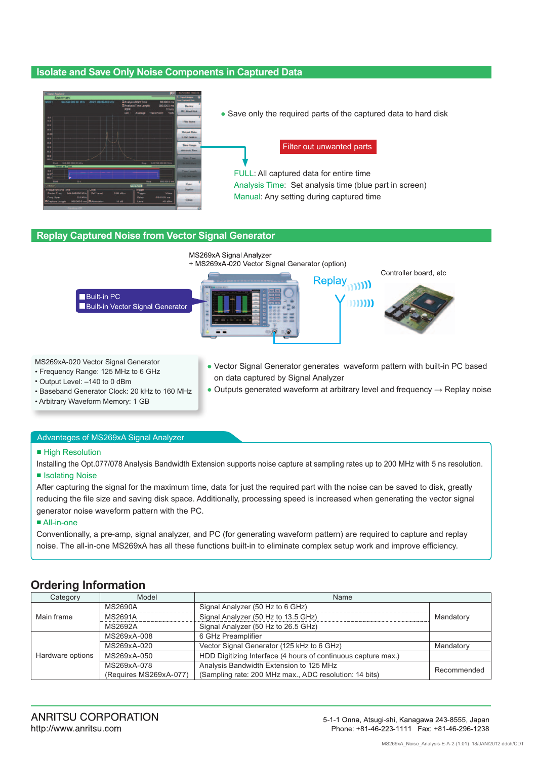## Isolate and Save Only Noise Components in Captured Data

- Save only the required parts of the captured data to hard disk

Filter out unwanted parts

FULL: All captured data for entire time
Analysis Time: Set analysis time (blue part in screen)
Manual: Any setting during captured time

## Replay Captured Noise from Vector Signal Generator

MS269xA Signal Analyzer
+ MS269xA-020 Vector Signal Generator (option)

Built-in PC
Built-in Vector Signal Generator

Replay

Controller board, etc.

MS269xA-020 Vector Signal Generator
- Frequency Range: 125 MHz to 6 GHz
- Output Level: –140 to 0 dBm
- Baseband Generator Clock: 20 kHz to 160 MHz
- Arbitrary Waveform Memory: 1 GB

- Vector Signal Generator generates waveform pattern with built-in PC based on data captured by Signal Analyzer
- Outputs generated waveform at arbitrary level and frequency → Replay noise

### Advantages of MS269xA Signal Analyzer

**High Resolution**

Installing the Opt.077/078 Analysis Bandwidth Extension supports noise capture at sampling rates up to 200 MHz with 5 ns resolution.

**Isolating Noise**

After capturing the signal for the maximum time, data for just the required part with the noise can be saved to disk, greatly reducing the file size and saving disk space. Additionally, processing speed is increased when generating the vector signal generator noise waveform pattern with the PC.

**All-in-one**

Conventionally, a pre-amp, signal analyzer, and PC (for generating waveform pattern) are required to capture and replay noise. The all-in-one MS269xA has all these functions built-in to eliminate complex setup work and improve efficiency.

## Ordering Information

| Category | Model | Name | |
|---|---|---|---|
| Main frame | MS2690A | Signal Analyzer (50 Hz to 6 GHz) | Mandatory |
| | MS2691A | Signal Analyzer (50 Hz to 13.5 GHz) | |
| | MS2692A | Signal Analyzer (50 Hz to 26.5 GHz) | |
| Hardware options | MS269xA-008 | 6 GHz Preamplifier | |
| | MS269xA-020 | Vector Signal Generator (125 kHz to 6 GHz) | Mandatory |
| | MS269xA-050 | HDD Digitizing Interface (4 hours of continuous capture max.) | |
| | MS269xA-078 (Requires MS269xA-077) | Analysis Bandwidth Extension to 125 MHz (Sampling rate: 200 MHz max., ADC resolution: 14 bits) | Recommended |

ANRITSU CORPORATION
http://www.anritsu.com

5-1-1 Onna, Atsugi-shi, Kanagawa 243-8555, Japan
Phone: +81-46-223-1111 Fax: +81-46-296-1238

MS269xA_Noise_Analysis-E-A-2-(1.01) 18/JAN/2012 ddch/CDT